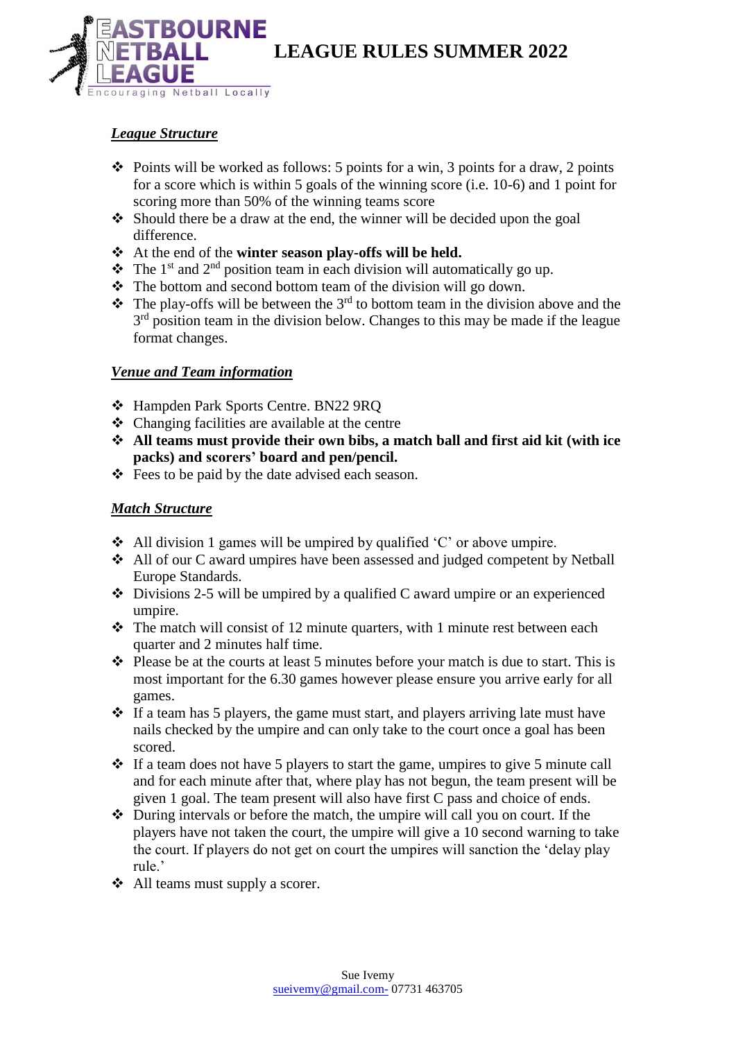EASTBOURNE NETBALL LEAGUE
Encouraging Netball Locally

# LEAGUE RULES SUMMER 2022

## ***League Structure***

- Points will be worked as follows: 5 points for a win, 3 points for a draw, 2 points for a score which is within 5 goals of the winning score (i.e. 10-6) and 1 point for scoring more than 50% of the winning teams score
- Should there be a draw at the end, the winner will be decided upon the goal difference.
- At the end of the **winter season play-offs will be held.**
- The 1st and 2nd position team in each division will automatically go up.
- The bottom and second bottom team of the division will go down.
- The play-offs will be between the 3rd to bottom team in the division above and the 3rd position team in the division below. Changes to this may be made if the league format changes.

## ***Venue and Team information***

- Hampden Park Sports Centre. BN22 9RQ
- Changing facilities are available at the centre
- **All teams must provide their own bibs, a match ball and first aid kit (with ice packs) and scorers' board and pen/pencil.**
- Fees to be paid by the date advised each season.

## ***Match Structure***

- All division 1 games will be umpired by qualified 'C' or above umpire.
- All of our C award umpires have been assessed and judged competent by Netball Europe Standards.
- Divisions 2-5 will be umpired by a qualified C award umpire or an experienced umpire.
- The match will consist of 12 minute quarters, with 1 minute rest between each quarter and 2 minutes half time.
- Please be at the courts at least 5 minutes before your match is due to start. This is most important for the 6.30 games however please ensure you arrive early for all games.
- If a team has 5 players, the game must start, and players arriving late must have nails checked by the umpire and can only take to the court once a goal has been scored.
- If a team does not have 5 players to start the game, umpires to give 5 minute call and for each minute after that, where play has not begun, the team present will be given 1 goal. The team present will also have first C pass and choice of ends.
- During intervals or before the match, the umpire will call you on court. If the players have not taken the court, the umpire will give a 10 second warning to take the court. If players do not get on court the umpires will sanction the 'delay play rule.'
- All teams must supply a scorer.

Sue Ivemy
sueivemy@gmail.com- 07731 463705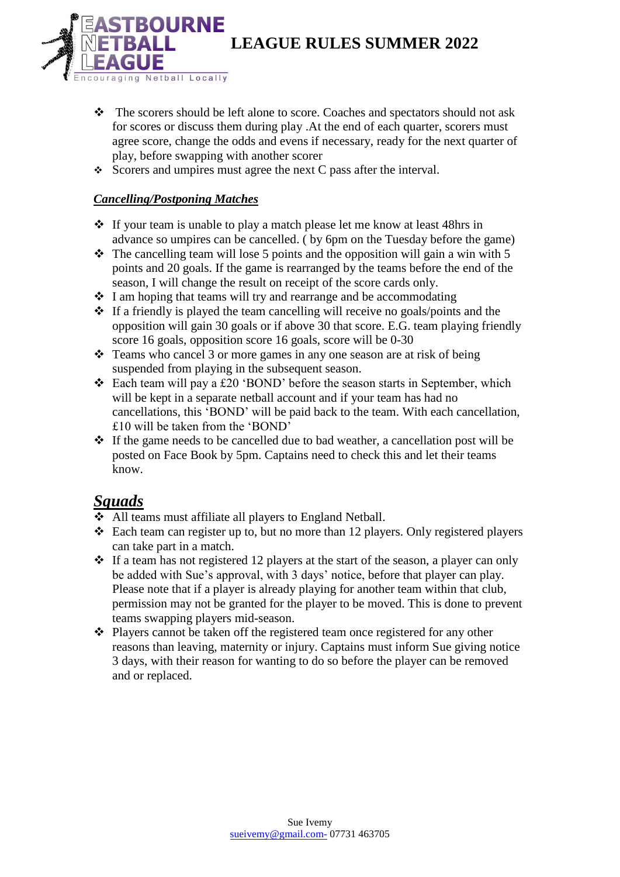- The scorers should be left alone to score. Coaches and spectators should not ask for scores or discuss them during play .At the end of each quarter, scorers must agree score, change the odds and evens if necessary, ready for the next quarter of play, before swapping with another scorer
- Scorers and umpires must agree the next C pass after the interval.

***Cancelling/Postponing Matches***

- If your team is unable to play a match please let me know at least 48hrs in advance so umpires can be cancelled. ( by 6pm on the Tuesday before the game)
- The cancelling team will lose 5 points and the opposition will gain a win with 5 points and 20 goals. If the game is rearranged by the teams before the end of the season, I will change the result on receipt of the score cards only.
- I am hoping that teams will try and rearrange and be accommodating
- If a friendly is played the team cancelling will receive no goals/points and the opposition will gain 30 goals or if above 30 that score. E.G. team playing friendly score 16 goals, opposition score 16 goals, score will be 0-30
- Teams who cancel 3 or more games in any one season are at risk of being suspended from playing in the subsequent season.
- Each team will pay a £20 'BOND' before the season starts in September, which will be kept in a separate netball account and if your team has had no cancellations, this 'BOND' will be paid back to the team. With each cancellation, £10 will be taken from the 'BOND'
- If the game needs to be cancelled due to bad weather, a cancellation post will be posted on Face Book by 5pm. Captains need to check this and let their teams know.

## ***Squads***

- All teams must affiliate all players to England Netball.
- Each team can register up to, but no more than 12 players. Only registered players can take part in a match.
- If a team has not registered 12 players at the start of the season, a player can only be added with Sue's approval, with 3 days' notice, before that player can play. Please note that if a player is already playing for another team within that club, permission may not be granted for the player to be moved. This is done to prevent teams swapping players mid-season.
- Players cannot be taken off the registered team once registered for any other reasons than leaving, maternity or injury. Captains must inform Sue giving notice 3 days, with their reason for wanting to do so before the player can be removed and or replaced.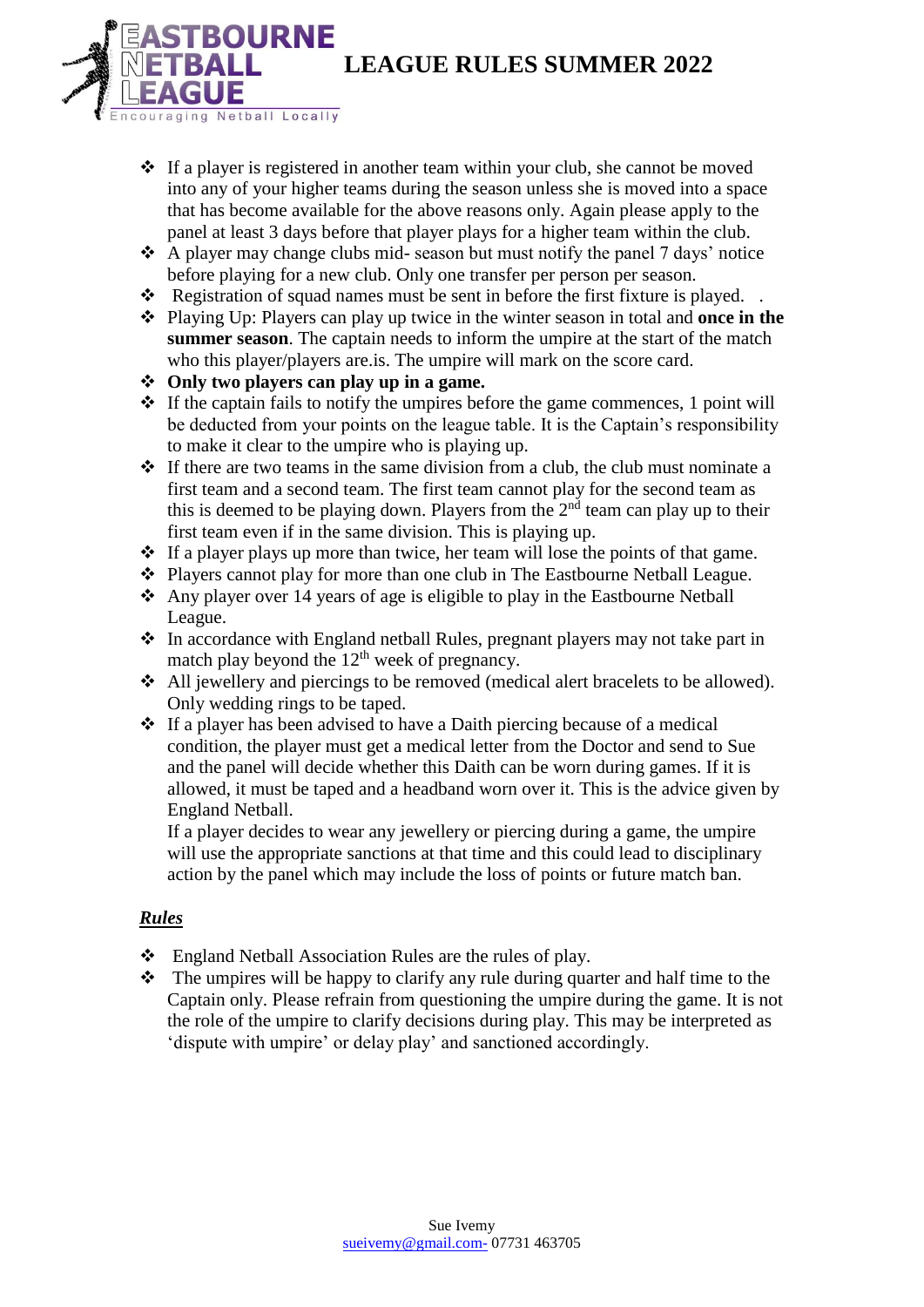# LEAGUE RULES SUMMER 2022

- If a player is registered in another team within your club, she cannot be moved into any of your higher teams during the season unless she is moved into a space that has become available for the above reasons only. Again please apply to the panel at least 3 days before that player plays for a higher team within the club.
- A player may change clubs mid- season but must notify the panel 7 days' notice before playing for a new club. Only one transfer per person per season.
- Registration of squad names must be sent in before the first fixture is played. .
- Playing Up: Players can play up twice in the winter season in total and **once in the summer season**. The captain needs to inform the umpire at the start of the match who this player/players are.is. The umpire will mark on the score card.
- **Only two players can play up in a game.**
- If the captain fails to notify the umpires before the game commences, 1 point will be deducted from your points on the league table. It is the Captain's responsibility to make it clear to the umpire who is playing up.
- If there are two teams in the same division from a club, the club must nominate a first team and a second team. The first team cannot play for the second team as this is deemed to be playing down. Players from the 2nd team can play up to their first team even if in the same division. This is playing up.
- If a player plays up more than twice, her team will lose the points of that game.
- Players cannot play for more than one club in The Eastbourne Netball League.
- Any player over 14 years of age is eligible to play in the Eastbourne Netball League.
- In accordance with England netball Rules, pregnant players may not take part in match play beyond the 12th week of pregnancy.
- All jewellery and piercings to be removed (medical alert bracelets to be allowed). Only wedding rings to be taped.
- If a player has been advised to have a Daith piercing because of a medical condition, the player must get a medical letter from the Doctor and send to Sue and the panel will decide whether this Daith can be worn during games. If it is allowed, it must be taped and a headband worn over it. This is the advice given by England Netball.

  If a player decides to wear any jewellery or piercing during a game, the umpire will use the appropriate sanctions at that time and this could lead to disciplinary action by the panel which may include the loss of points or future match ban.

***Rules***

- England Netball Association Rules are the rules of play.
- The umpires will be happy to clarify any rule during quarter and half time to the Captain only. Please refrain from questioning the umpire during the game. It is not the role of the umpire to clarify decisions during play. This may be interpreted as 'dispute with umpire' or delay play' and sanctioned accordingly.

Sue Ivemy
sueivemy@gmail.com- 07731 463705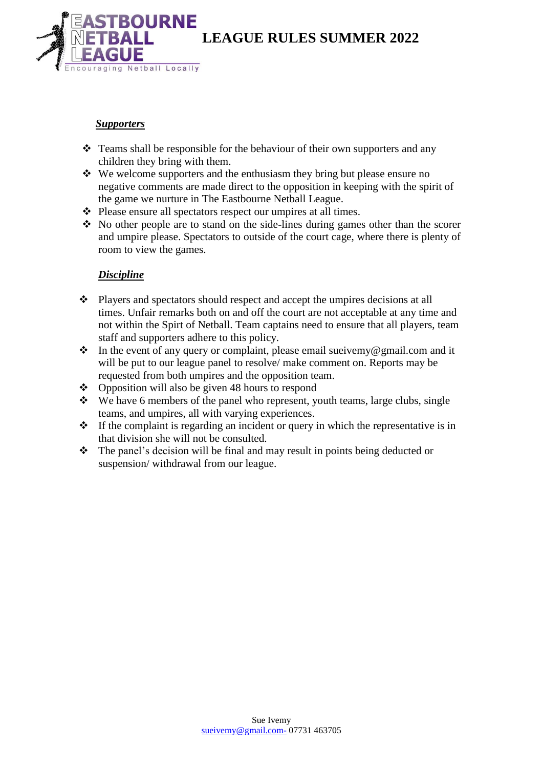## ***Supporters***

- Teams shall be responsible for the behaviour of their own supporters and any children they bring with them.
- We welcome supporters and the enthusiasm they bring but please ensure no negative comments are made direct to the opposition in keeping with the spirit of the game we nurture in The Eastbourne Netball League.
- Please ensure all spectators respect our umpires at all times.
- No other people are to stand on the side-lines during games other than the scorer and umpire please. Spectators to outside of the court cage, where there is plenty of room to view the games.

## ***Discipline***

- Players and spectators should respect and accept the umpires decisions at all times. Unfair remarks both on and off the court are not acceptable at any time and not within the Spirt of Netball. Team captains need to ensure that all players, team staff and supporters adhere to this policy.
- In the event of any query or complaint, please email sueivemy@gmail.com and it will be put to our league panel to resolve/ make comment on. Reports may be requested from both umpires and the opposition team.
- Opposition will also be given 48 hours to respond
- We have 6 members of the panel who represent, youth teams, large clubs, single teams, and umpires, all with varying experiences.
- If the complaint is regarding an incident or query in which the representative is in that division she will not be consulted.
- The panel's decision will be final and may result in points being deducted or suspension/ withdrawal from our league.